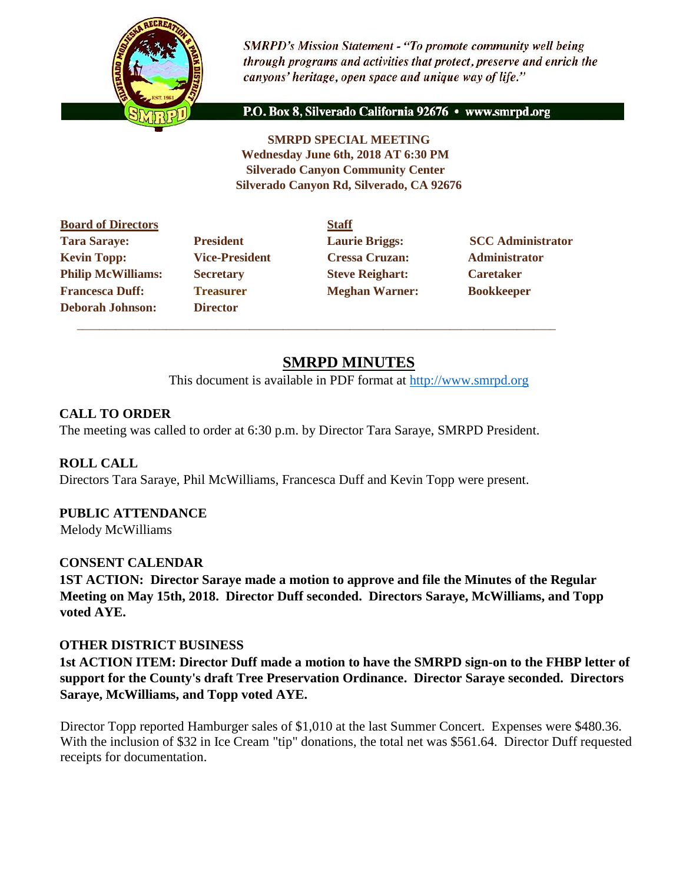*SMRPD's Mission Statement - "To promote community well being through programs and activities that protect, preserve and enrich the canyons' heritage, open space and unique way of life."*

**P.O. Box 8, Silverado California 92676 • www.smrpd.org**

**SMRPD SPECIAL MEETING**
**Wednesday June 6th, 2018 AT 6:30 PM**
**Silverado Canyon Community Center**
**Silverado Canyon Rd, Silverado, CA 92676**

| **Board of Directors** | | **Staff** | |
|---|---|---|---|
| **Tara Saraye:** | **President** | **Laurie Briggs:** | **SCC Administrator** |
| **Kevin Topp:** | **Vice-President** | **Cressa Cruzan:** | **Administrator** |
| **Philip McWilliams:** | **Secretary** | **Steve Reighart:** | **Caretaker** |
| **Francesca Duff:** | **Treasurer** | **Meghan Warner:** | **Bookkeeper** |
| **Deborah Johnson:** | **Director** | | |

# SMRPD MINUTES

This document is available in PDF format at http://www.smrpd.org

## CALL TO ORDER

The meeting was called to order at 6:30 p.m. by Director Tara Saraye, SMRPD President.

## ROLL CALL

Directors Tara Saraye, Phil McWilliams, Francesca Duff and Kevin Topp were present.

## PUBLIC ATTENDANCE

Melody McWilliams

## CONSENT CALENDAR

**1ST ACTION: Director Saraye made a motion to approve and file the Minutes of the Regular Meeting on May 15th, 2018. Director Duff seconded. Directors Saraye, McWilliams, and Topp voted AYE.**

## OTHER DISTRICT BUSINESS

**1st ACTION ITEM: Director Duff made a motion to have the SMRPD sign-on to the FHBP letter of support for the County's draft Tree Preservation Ordinance. Director Saraye seconded. Directors Saraye, McWilliams, and Topp voted AYE.**

Director Topp reported Hamburger sales of $1,010 at the last Summer Concert. Expenses were $480.36. With the inclusion of $32 in Ice Cream "tip" donations, the total net was $561.64. Director Duff requested receipts for documentation.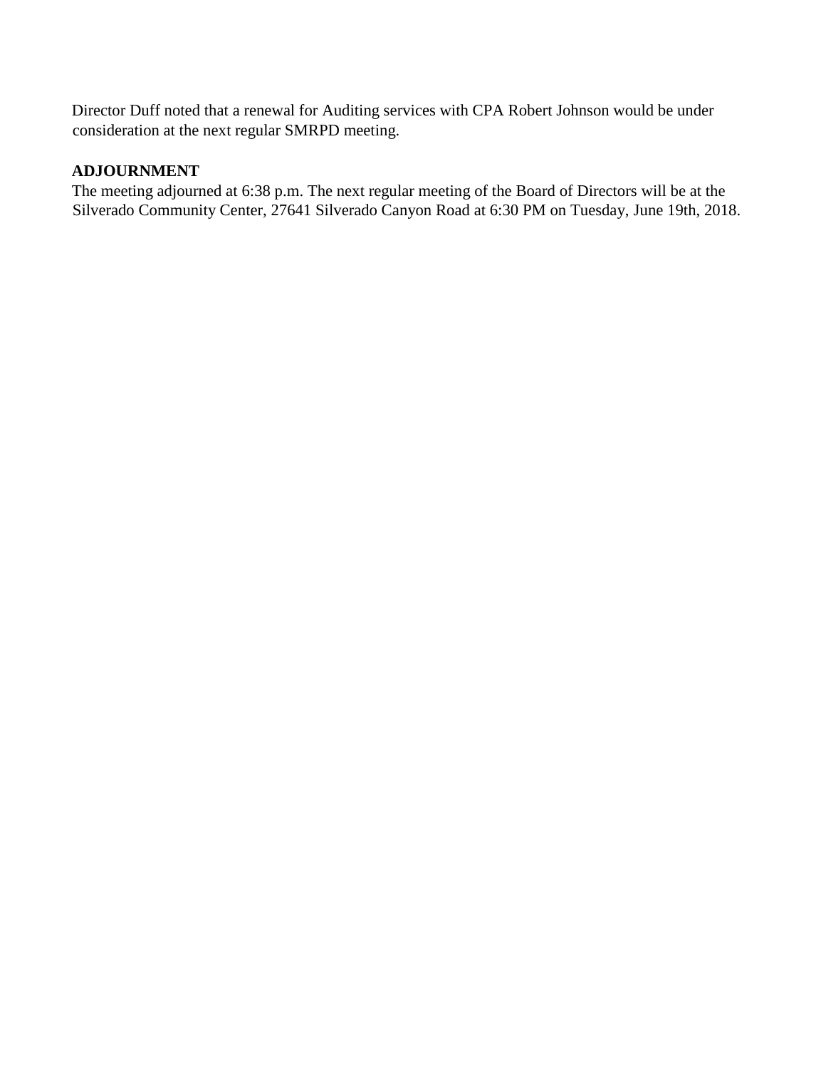Director Duff noted that a renewal for Auditing services with CPA Robert Johnson would be under consideration at the next regular SMRPD meeting.

**ADJOURNMENT**

The meeting adjourned at 6:38 p.m. The next regular meeting of the Board of Directors will be at the Silverado Community Center, 27641 Silverado Canyon Road at 6:30 PM on Tuesday, June 19th, 2018.